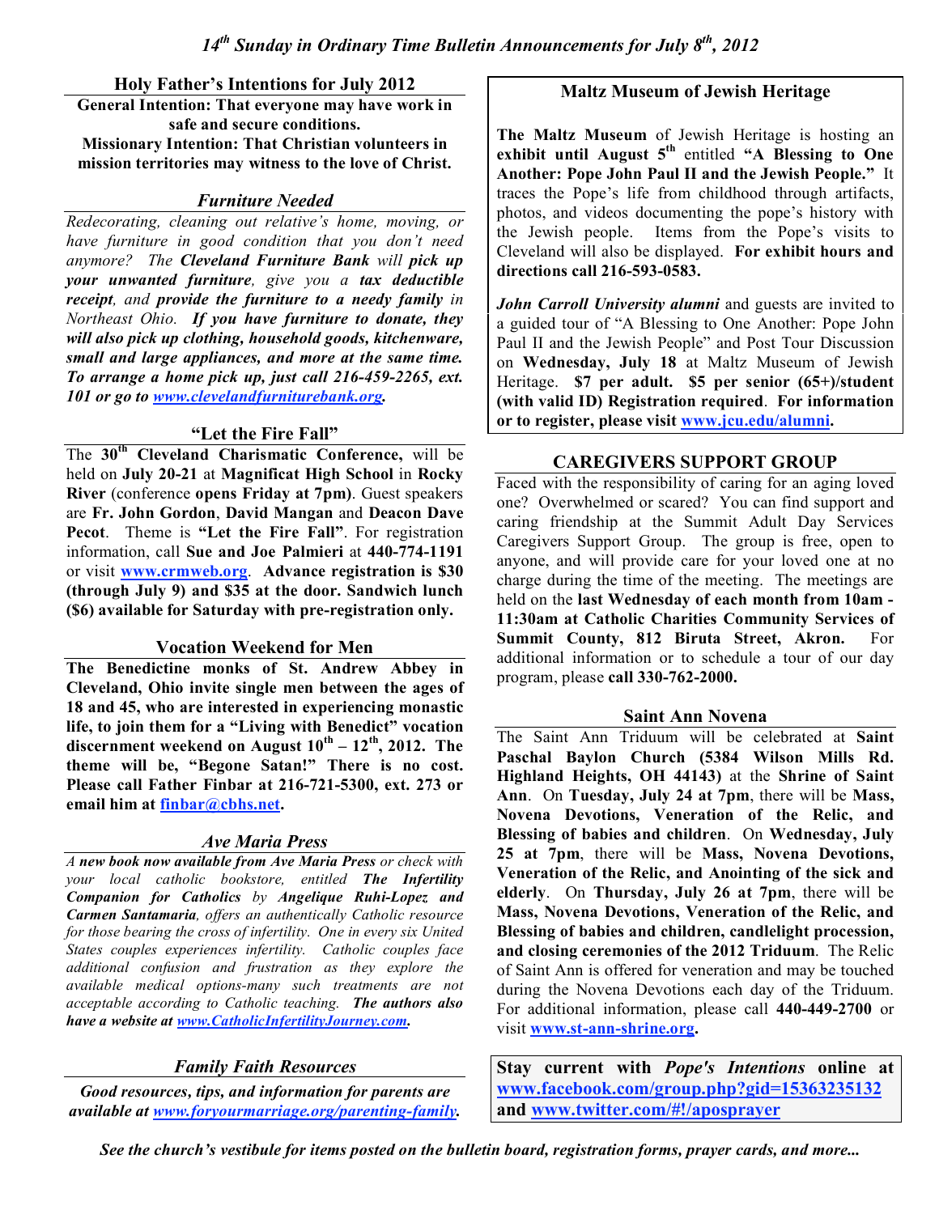# *14th Sunday in Ordinary Time Bulletin Announcements for July 8th, 2012*

## Holy Father's Intentions for July 2012

**General Intention: That everyone may have work in safe and secure conditions.**
**Missionary Intention: That Christian volunteers in mission territories may witness to the love of Christ.**

## *Furniture Needed*

*Redecorating, cleaning out relative's home, moving, or have furniture in good condition that you don't need anymore? The **Cleveland Furniture Bank** will **pick up your unwanted furniture**, give you a **tax deductible receipt**, and **provide the furniture to a needy family** in Northeast Ohio. **If you have furniture to donate, they will also pick up clothing, household goods, kitchenware, small and large appliances, and more at the same time. To arrange a home pick up, just call 216-459-2265, ext. 101 or go to www.clevelandfurniturebank.org.***

## "Let the Fire Fall"

The **30th Cleveland Charismatic Conference,** will be held on **July 20-21** at **Magnificat High School** in **Rocky River** (conference **opens Friday at 7pm**). Guest speakers are **Fr. John Gordon**, **David Mangan** and **Deacon Dave Pecot**. Theme is **"Let the Fire Fall"**. For registration information, call **Sue and Joe Palmieri** at **440-774-1191** or visit **www.crmweb.org**. **Advance registration is $30 (through July 9) and $35 at the door. Sandwich lunch ($6) available for Saturday with pre-registration only.**

## Vocation Weekend for Men

**The Benedictine monks of St. Andrew Abbey in Cleveland, Ohio invite single men between the ages of 18 and 45, who are interested in experiencing monastic life, to join them for a "Living with Benedict" vocation discernment weekend on August 10th – 12th, 2012. The theme will be, "Begone Satan!" There is no cost. Please call Father Finbar at 216-721-5300, ext. 273 or email him at finbar@cbhs.net.**

## *Ave Maria Press*

*A **new book now available from Ave Maria Press** or check with your local catholic bookstore, entitled **The Infertility Companion for Catholics** by **Angelique Ruhi-Lopez and Carmen Santamaria**, offers an authentically Catholic resource for those bearing the cross of infertility. One in every six United States couples experiences infertility. Catholic couples face additional confusion and frustration as they explore the available medical options-many such treatments are not acceptable according to Catholic teaching. **The authors also have a website at www.CatholicInfertilityJourney.com.***

## *Family Faith Resources*

***Good resources, tips, and information for parents are available at www.foryourmarriage.org/parenting-family.***

## Maltz Museum of Jewish Heritage

**The Maltz Museum** of Jewish Heritage is hosting an **exhibit until August 5th** entitled **"A Blessing to One Another: Pope John Paul II and the Jewish People."** It traces the Pope's life from childhood through artifacts, photos, and videos documenting the pope's history with the Jewish people. Items from the Pope's visits to Cleveland will also be displayed. **For exhibit hours and directions call 216-593-0583.**

***John Carroll University alumni*** and guests are invited to a guided tour of "A Blessing to One Another: Pope John Paul II and the Jewish People" and Post Tour Discussion on **Wednesday, July 18** at Maltz Museum of Jewish Heritage. **$7 per adult. $5 per senior (65+)/student (with valid ID) Registration required**. **For information or to register, please visit www.jcu.edu/alumni.**

## CAREGIVERS SUPPORT GROUP

Faced with the responsibility of caring for an aging loved one? Overwhelmed or scared? You can find support and caring friendship at the Summit Adult Day Services Caregivers Support Group. The group is free, open to anyone, and will provide care for your loved one at no charge during the time of the meeting. The meetings are held on the **last Wednesday of each month from 10am - 11:30am at Catholic Charities Community Services of Summit County, 812 Biruta Street, Akron.** For additional information or to schedule a tour of our day program, please **call 330-762-2000.**

## Saint Ann Novena

The Saint Ann Triduum will be celebrated at **Saint Paschal Baylon Church (5384 Wilson Mills Rd. Highland Heights, OH 44143)** at the **Shrine of Saint Ann**. On **Tuesday, July 24 at 7pm**, there will be **Mass, Novena Devotions, Veneration of the Relic, and Blessing of babies and children**. On **Wednesday, July 25 at 7pm**, there will be **Mass, Novena Devotions, Veneration of the Relic, and Anointing of the sick and elderly**. On **Thursday, July 26 at 7pm**, there will be **Mass, Novena Devotions, Veneration of the Relic, and Blessing of babies and children, candlelight procession, and closing ceremonies of the 2012 Triduum**. The Relic of Saint Ann is offered for veneration and may be touched during the Novena Devotions each day of the Triduum. For additional information, please call **440-449-2700** or visit **www.st-ann-shrine.org.**

**Stay current with *Pope's Intentions* online at www.facebook.com/group.php?gid=15363235132 and www.twitter.com/#!/aposprayer**

***See the church's vestibule for items posted on the bulletin board, registration forms, prayer cards, and more...***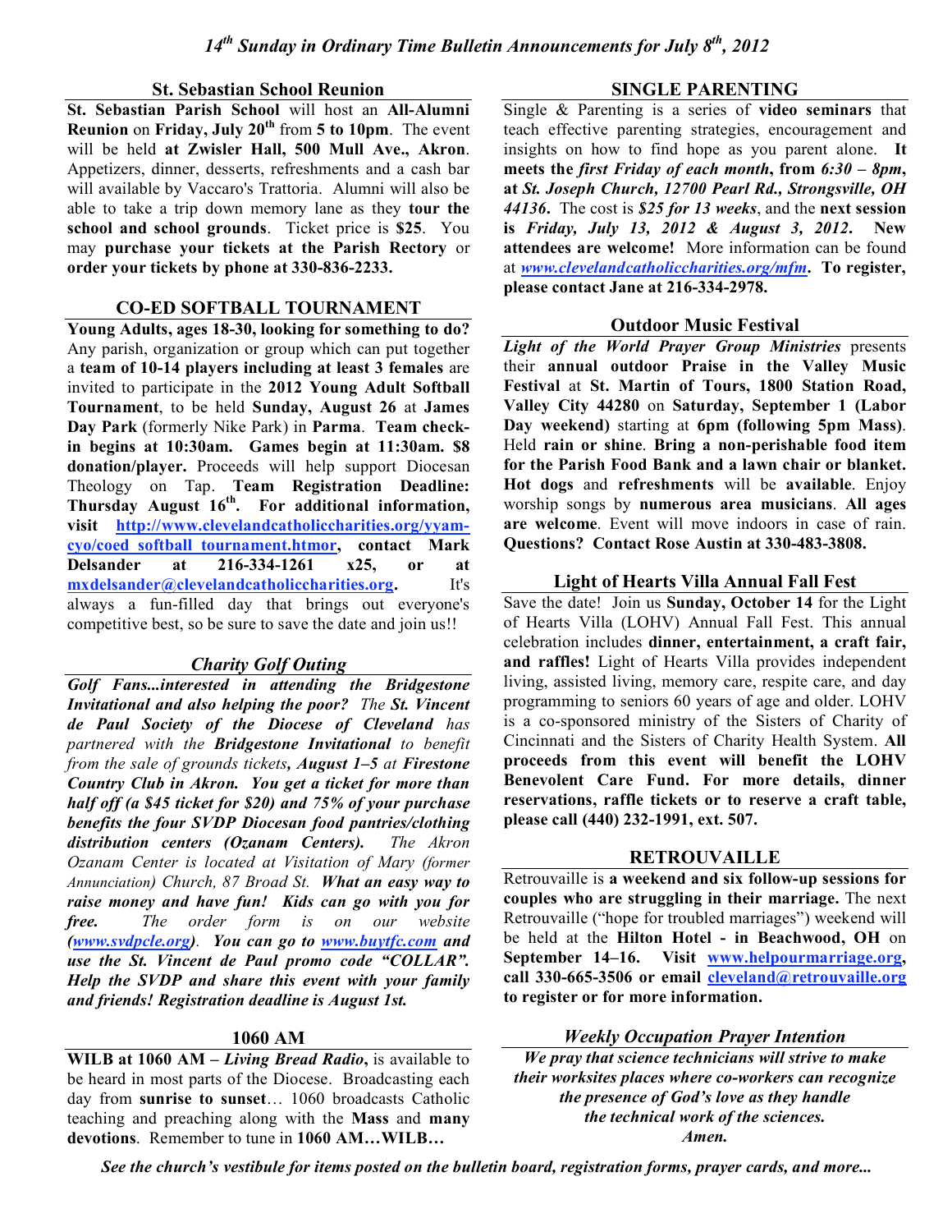*14th Sunday in Ordinary Time Bulletin Announcements for July 8th, 2012*

## St. Sebastian School Reunion

**St. Sebastian Parish School** will host an **All-Alumni Reunion** on **Friday, July 20th** from **5 to 10pm**. The event will be held **at Zwisler Hall, 500 Mull Ave., Akron**. Appetizers, dinner, desserts, refreshments and a cash bar will available by Vaccaro's Trattoria. Alumni will also be able to take a trip down memory lane as they **tour the school and school grounds**. Ticket price is **$25**. You may **purchase your tickets at the Parish Rectory** or **order your tickets by phone at 330-836-2233.**

## CO-ED SOFTBALL TOURNAMENT

**Young Adults, ages 18-30, looking for something to do?** Any parish, organization or group which can put together a **team of 10-14 players including at least 3 females** are invited to participate in the **2012 Young Adult Softball Tournament**, to be held **Sunday, August 26** at **James Day Park** (formerly Nike Park) in **Parma**. **Team check-in begins at 10:30am. Games begin at 11:30am. $8 donation/player.** Proceeds will help support Diocesan Theology on Tap. **Team Registration Deadline: Thursday August 16th. For additional information, visit http://www.clevelandcatholiccharities.org/yyam-cyo/coed softball tournament.htmor, contact Mark Delsander at 216-334-1261 x25, or at mxdelsander@clevelandcatholiccharities.org.** It's always a fun-filled day that brings out everyone's competitive best, so be sure to save the date and join us!!

## *Charity Golf Outing*

***Golf Fans...interested in attending the Bridgestone Invitational and also helping the poor?*** *The* ***St. Vincent de Paul Society of the Diocese of Cleveland*** *has partnered with the* ***Bridgestone Invitational*** *to benefit from the sale of grounds tickets****, August 1–5*** *at* ***Firestone Country Club in Akron. You get a ticket for more than half off (a $45 ticket for $20) and 75% of your purchase benefits the four SVDP Diocesan food pantries/clothing distribution centers (Ozanam Centers).*** *The Akron Ozanam Center is located at Visitation of Mary (former Annunciation) Church, 87 Broad St.* ***What an easy way to raise money and have fun! Kids can go with you for free.*** *The order form is on our website* ***(www.svdpcle.org)****. **You can go to www.buytfc.com and use the St. Vincent de Paul promo code "COLLAR". Help the SVDP and share this event with your family and friends! Registration deadline is August 1st.***

## 1060 AM

**WILB at 1060 AM –** ***Living Bread Radio*****,** is available to be heard in most parts of the Diocese. Broadcasting each day from **sunrise to sunset**… 1060 broadcasts Catholic teaching and preaching along with the **Mass** and **many devotions**. Remember to tune in **1060 AM…WILB…**

## SINGLE PARENTING

Single & Parenting is a series of **video seminars** that teach effective parenting strategies, encouragement and insights on how to find hope as you parent alone. **It meets the** ***first Friday of each month*****, from** ***6:30 – 8pm*****, at** ***St. Joseph Church, 12700 Pearl Rd., Strongsville, OH 44136*****.** The cost is ***$25 for 13 weeks***, and the **next session is** ***Friday, July 13, 2012 & August 3, 2012*****. New attendees are welcome!** More information can be found at ***www.clevelandcatholiccharities.org/mfm*****. To register, please contact Jane at 216-334-2978.**

## Outdoor Music Festival

***Light of the World Prayer Group Ministries*** presents their **annual outdoor Praise in the Valley Music Festival** at **St. Martin of Tours, 1800 Station Road, Valley City 44280** on **Saturday, September 1 (Labor Day weekend)** starting at **6pm (following 5pm Mass)**. Held **rain or shine**. **Bring a non-perishable food item for the Parish Food Bank and a lawn chair or blanket. Hot dogs** and **refreshments** will be **available**. Enjoy worship songs by **numerous area musicians**. **All ages are welcome**. Event will move indoors in case of rain. **Questions? Contact Rose Austin at 330-483-3808.**

## Light of Hearts Villa Annual Fall Fest

Save the date! Join us **Sunday, October 14** for the Light of Hearts Villa (LOHV) Annual Fall Fest. This annual celebration includes **dinner, entertainment, a craft fair, and raffles!** Light of Hearts Villa provides independent living, assisted living, memory care, respite care, and day programming to seniors 60 years of age and older. LOHV is a co-sponsored ministry of the Sisters of Charity of Cincinnati and the Sisters of Charity Health System. **All proceeds from this event will benefit the LOHV Benevolent Care Fund. For more details, dinner reservations, raffle tickets or to reserve a craft table, please call (440) 232-1991, ext. 507.**

## RETROUVAILLE

Retrouvaille is **a weekend and six follow-up sessions for couples who are struggling in their marriage.** The next Retrouvaille ("hope for troubled marriages") weekend will be held at the **Hilton Hotel - in Beachwood, OH** on **September 14–16. Visit www.helpourmarriage.org, call 330-665-3506 or email cleveland@retrouvaille.org to register or for more information.**

## *Weekly Occupation Prayer Intention*

***We pray that science technicians will strive to make their worksites places where co-workers can recognize the presence of God's love as they handle the technical work of the sciences. Amen.***

***See the church's vestibule for items posted on the bulletin board, registration forms, prayer cards, and more...***